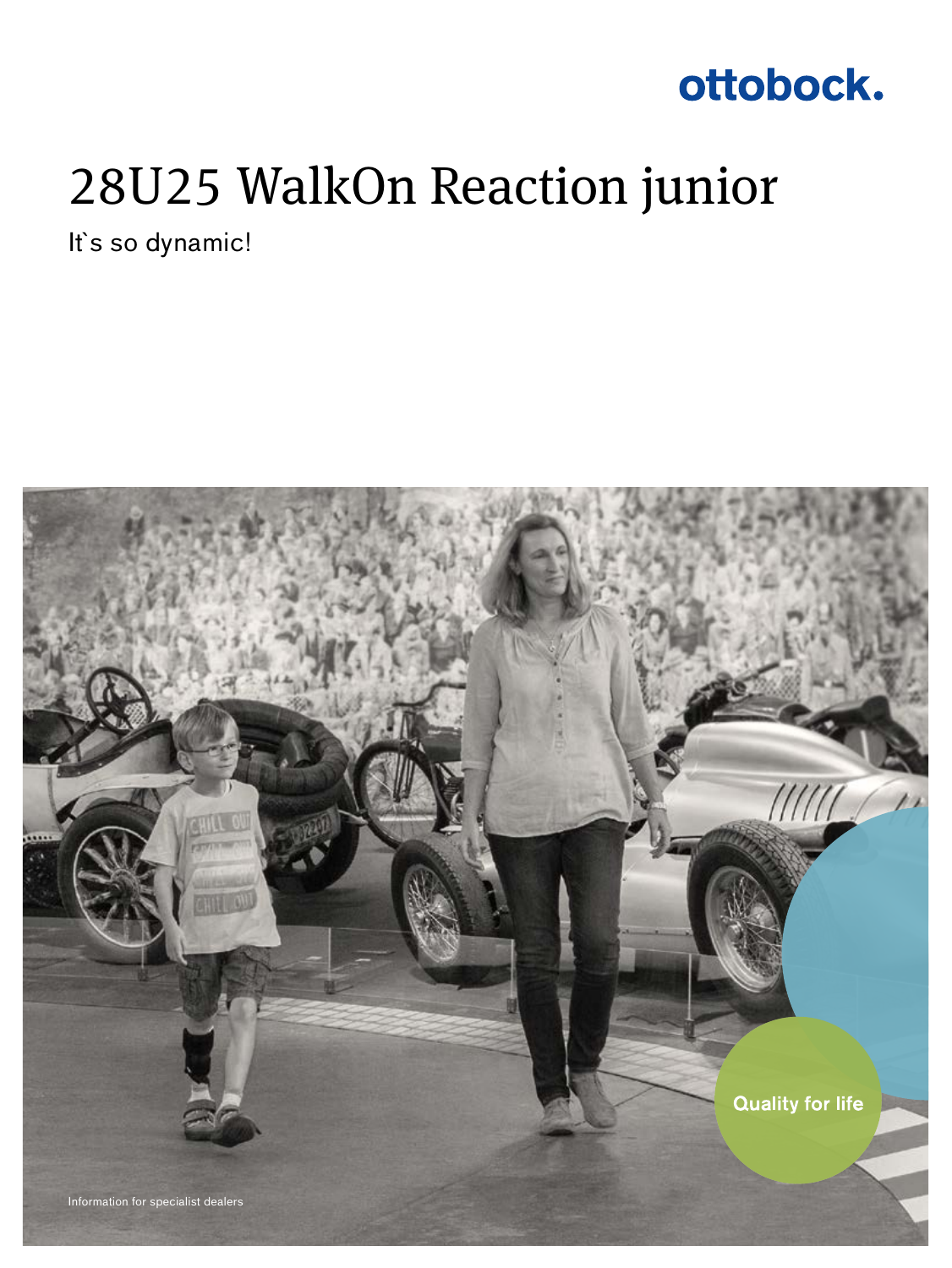ottobock.

# 28U25 WalkOn Reaction junior

It`s so dynamic!

Quality for life

Information for specialist dealers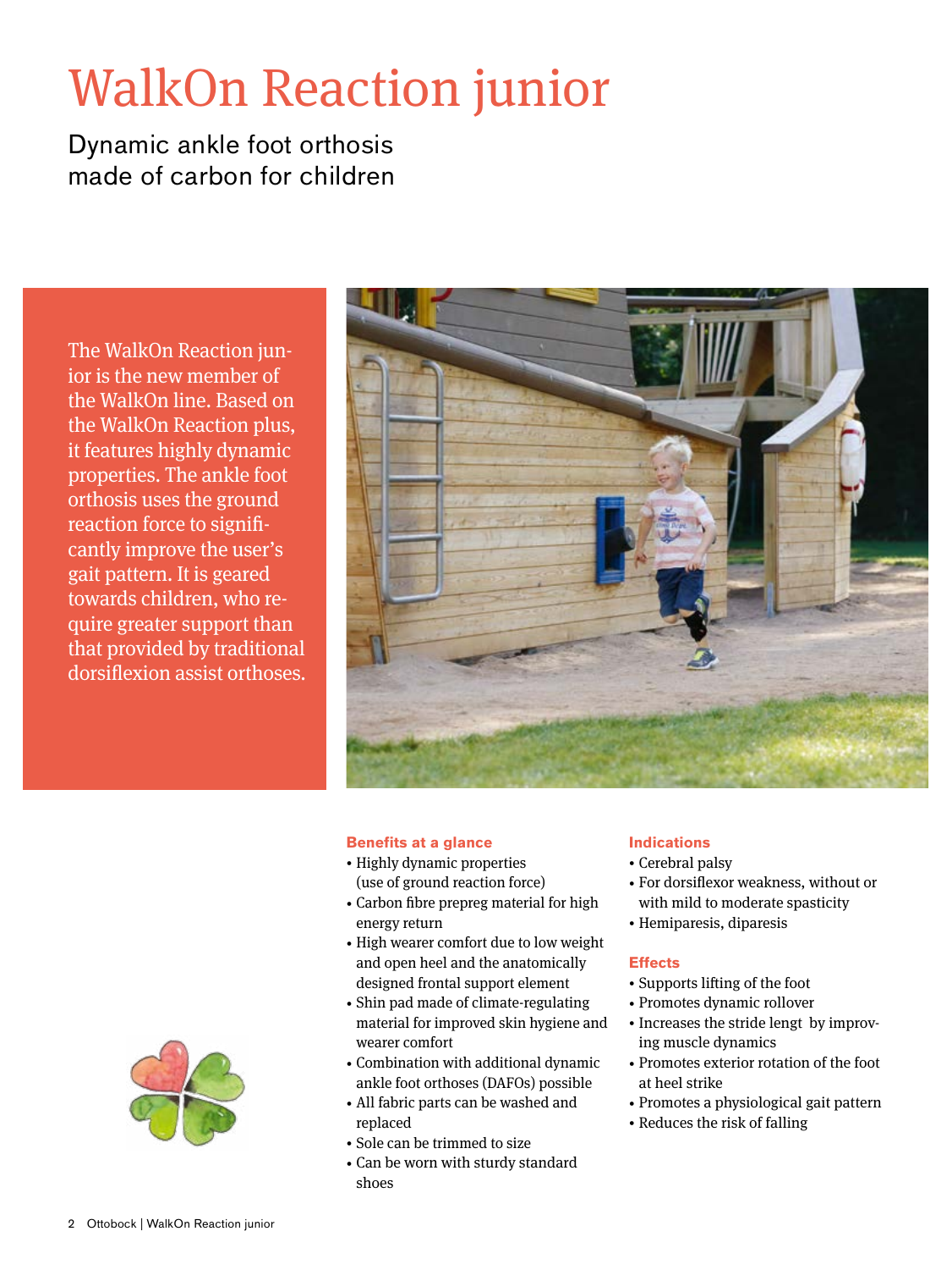# WalkOn Reaction junior

Dynamic ankle foot orthosis made of carbon for children

The WalkOn Reaction junior is the new member of the WalkOn line. Based on the WalkOn Reaction plus, it features highly dynamic properties. The ankle foot orthosis uses the ground reaction force to significantly improve the user's gait pattern. It is geared towards children, who require greater support than that provided by traditional dorsiflexion assist orthoses.

### Benefits at a glance

- Highly dynamic properties (use of ground reaction force)
- Carbon fibre prepreg material for high energy return
- High wearer comfort due to low weight and open heel and the anatomically designed frontal support element
- Shin pad made of climate-regulating material for improved skin hygiene and wearer comfort
- Combination with additional dynamic ankle foot orthoses (DAFOs) possible
- All fabric parts can be washed and replaced
- Sole can be trimmed to size
- Can be worn with sturdy standard shoes

### Indications

- Cerebral palsy
- For dorsiflexor weakness, without or with mild to moderate spasticity
- Hemiparesis, diparesis

### Effects

- Supports lifting of the foot
- Promotes dynamic rollover
- Increases the stride lengt by improving muscle dynamics
- Promotes exterior rotation of the foot at heel strike
- Promotes a physiological gait pattern
- Reduces the risk of falling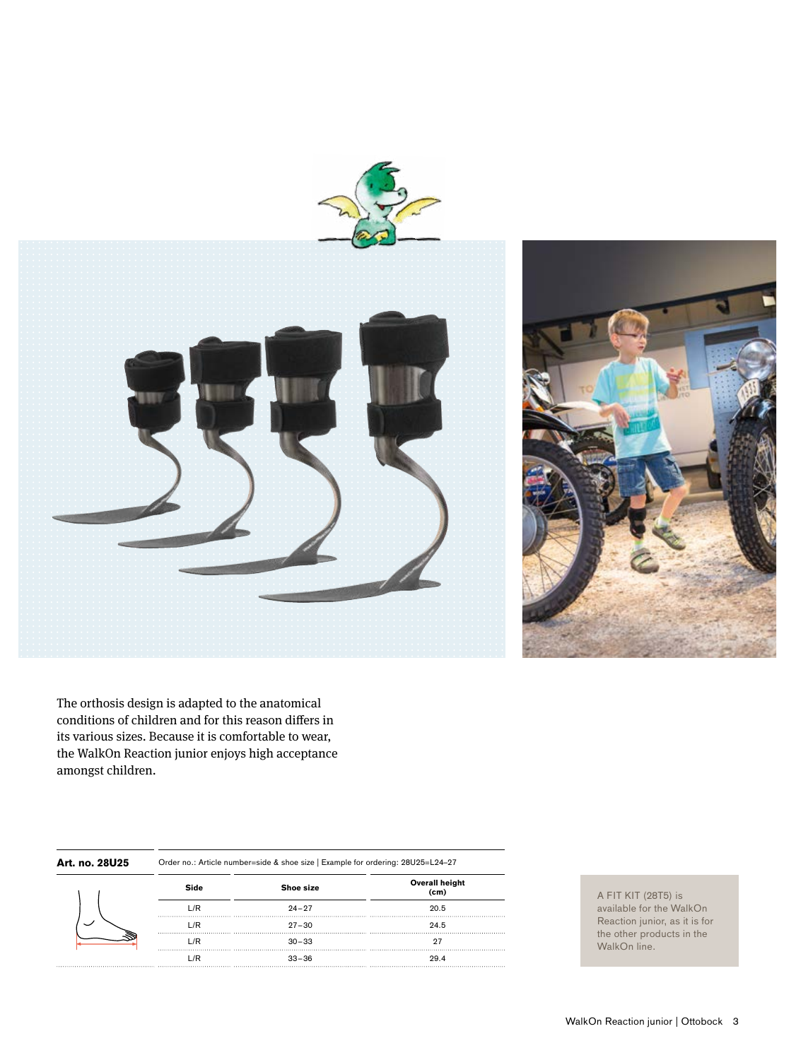The orthosis design is adapted to the anatomical conditions of children and for this reason differs in its various sizes. Because it is comfortable to wear, the WalkOn Reaction junior enjoys high acceptance amongst children.

**Art. no. 28U25**

Order no.: Article number=side & shoe size | Example for ordering: 28U25=L24–27

| Side | Shoe size | Overall height (cm) |
|---|---|---|
| L/R | 24–27 | 20.5 |
| L/R | 27–30 | 24.5 |
| L/R | 30–33 | 27 |
| L/R | 33–36 | 29.4 |

A FIT KIT (28T5) is available for the WalkOn Reaction junior, as it is for the other products in the WalkOn line.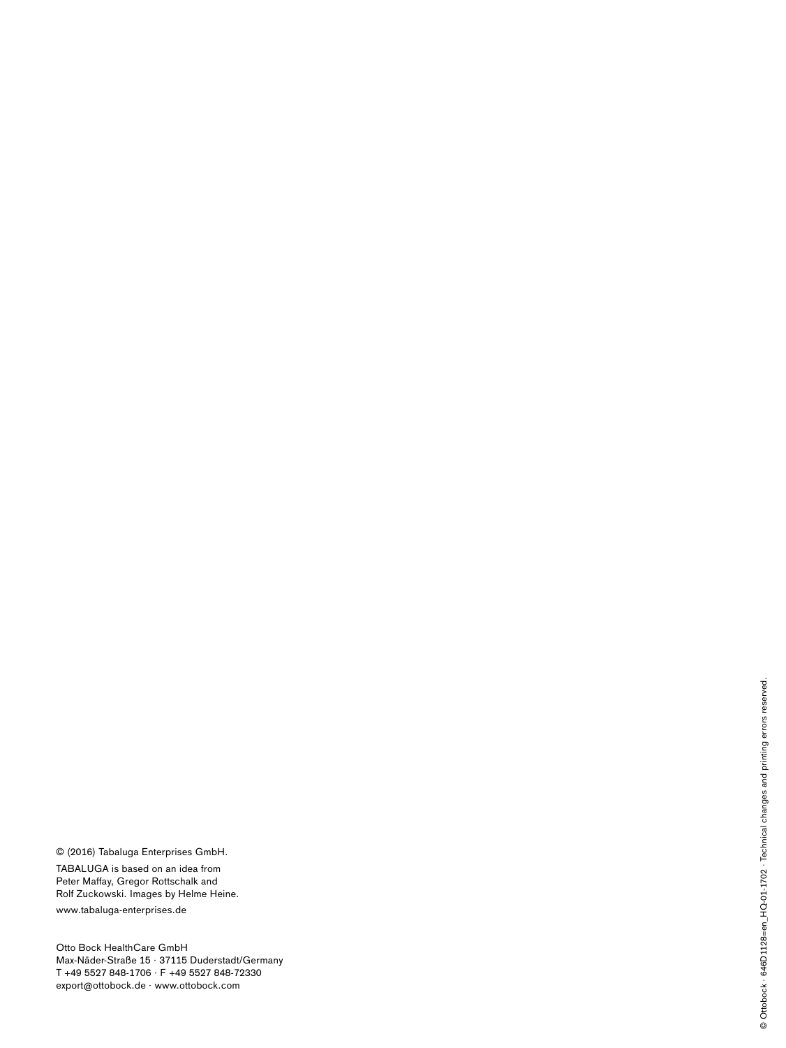© (2016) Tabaluga Enterprises GmbH.

TABALUGA is based on an idea from
Peter Maffay, Gregor Rottschalk and
Rolf Zuckowski. Images by Helme Heine.

www.tabaluga-enterprises.de

Otto Bock HealthCare GmbH
Max-Näder-Straße 15 · 37115 Duderstadt/Germany
T +49 5527 848-1706 · F +49 5527 848-72330
export@ottobock.de · www.ottobock.com

© Ottobock · 646D1128=en_HQ-01-1702 · Technical changes and printing errors reserved.